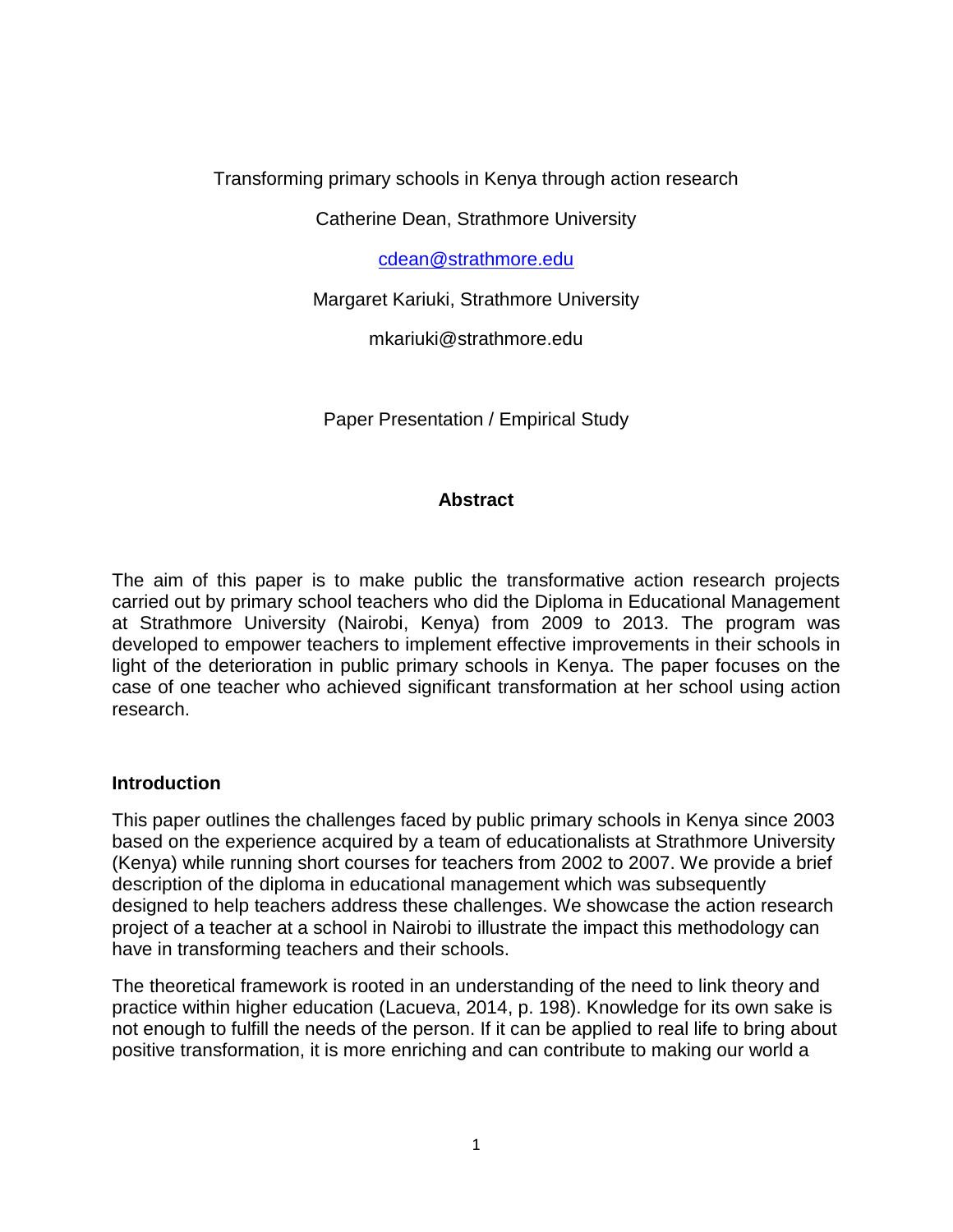Transforming primary schools in Kenya through action research

Catherine Dean, Strathmore University

cdean@strathmore.edu

Margaret Kariuki, Strathmore University

mkariuki@strathmore.edu

Paper Presentation / Empirical Study

## Abstract

The aim of this paper is to make public the transformative action research projects carried out by primary school teachers who did the Diploma in Educational Management at Strathmore University (Nairobi, Kenya) from 2009 to 2013. The program was developed to empower teachers to implement effective improvements in their schools in light of the deterioration in public primary schools in Kenya. The paper focuses on the case of one teacher who achieved significant transformation at her school using action research.

## Introduction

This paper outlines the challenges faced by public primary schools in Kenya since 2003 based on the experience acquired by a team of educationalists at Strathmore University (Kenya) while running short courses for teachers from 2002 to 2007. We provide a brief description of the diploma in educational management which was subsequently designed to help teachers address these challenges. We showcase the action research project of a teacher at a school in Nairobi to illustrate the impact this methodology can have in transforming teachers and their schools.

The theoretical framework is rooted in an understanding of the need to link theory and practice within higher education (Lacueva, 2014, p. 198). Knowledge for its own sake is not enough to fulfill the needs of the person. If it can be applied to real life to bring about positive transformation, it is more enriching and can contribute to making our world a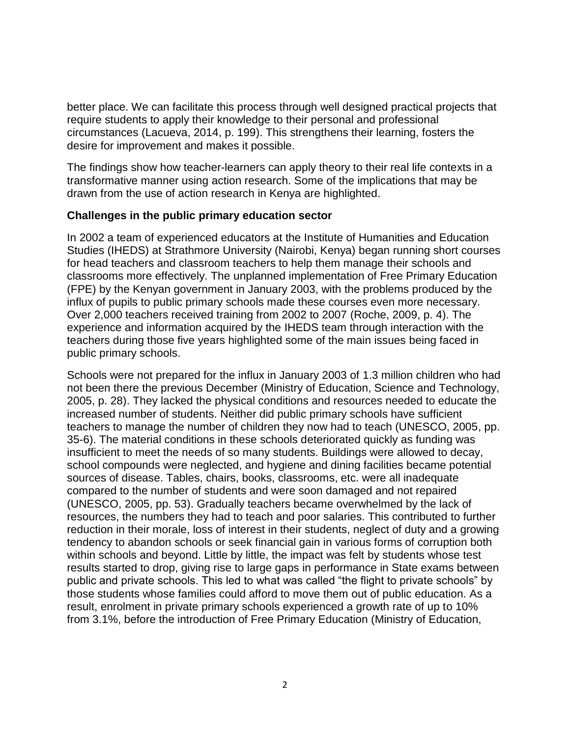better place. We can facilitate this process through well designed practical projects that require students to apply their knowledge to their personal and professional circumstances (Lacueva, 2014, p. 199). This strengthens their learning, fosters the desire for improvement and makes it possible.

The findings show how teacher-learners can apply theory to their real life contexts in a transformative manner using action research. Some of the implications that may be drawn from the use of action research in Kenya are highlighted.

**Challenges in the public primary education sector**

In 2002 a team of experienced educators at the Institute of Humanities and Education Studies (IHEDS) at Strathmore University (Nairobi, Kenya) began running short courses for head teachers and classroom teachers to help them manage their schools and classrooms more effectively. The unplanned implementation of Free Primary Education (FPE) by the Kenyan government in January 2003, with the problems produced by the influx of pupils to public primary schools made these courses even more necessary. Over 2,000 teachers received training from 2002 to 2007 (Roche, 2009, p. 4). The experience and information acquired by the IHEDS team through interaction with the teachers during those five years highlighted some of the main issues being faced in public primary schools.

Schools were not prepared for the influx in January 2003 of 1.3 million children who had not been there the previous December (Ministry of Education, Science and Technology, 2005, p. 28). They lacked the physical conditions and resources needed to educate the increased number of students. Neither did public primary schools have sufficient teachers to manage the number of children they now had to teach (UNESCO, 2005, pp. 35-6). The material conditions in these schools deteriorated quickly as funding was insufficient to meet the needs of so many students. Buildings were allowed to decay, school compounds were neglected, and hygiene and dining facilities became potential sources of disease. Tables, chairs, books, classrooms, etc. were all inadequate compared to the number of students and were soon damaged and not repaired (UNESCO, 2005, pp. 53). Gradually teachers became overwhelmed by the lack of resources, the numbers they had to teach and poor salaries. This contributed to further reduction in their morale, loss of interest in their students, neglect of duty and a growing tendency to abandon schools or seek financial gain in various forms of corruption both within schools and beyond. Little by little, the impact was felt by students whose test results started to drop, giving rise to large gaps in performance in State exams between public and private schools. This led to what was called "the flight to private schools" by those students whose families could afford to move them out of public education. As a result, enrolment in private primary schools experienced a growth rate of up to 10% from 3.1%, before the introduction of Free Primary Education (Ministry of Education,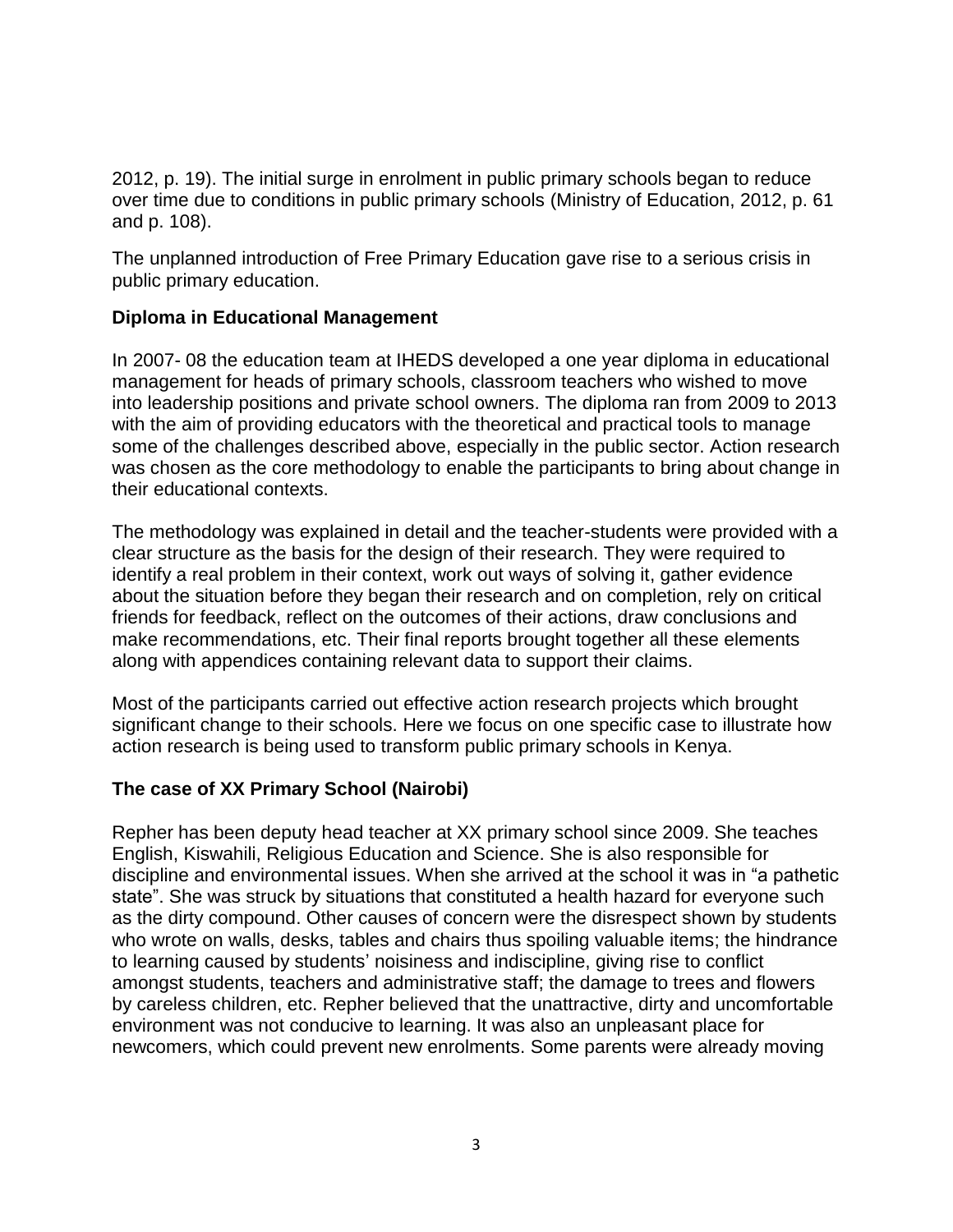2012, p. 19). The initial surge in enrolment in public primary schools began to reduce over time due to conditions in public primary schools (Ministry of Education, 2012, p. 61 and p. 108).

The unplanned introduction of Free Primary Education gave rise to a serious crisis in public primary education.

**Diploma in Educational Management**

In 2007- 08 the education team at IHEDS developed a one year diploma in educational management for heads of primary schools, classroom teachers who wished to move into leadership positions and private school owners. The diploma ran from 2009 to 2013 with the aim of providing educators with the theoretical and practical tools to manage some of the challenges described above, especially in the public sector. Action research was chosen as the core methodology to enable the participants to bring about change in their educational contexts.

The methodology was explained in detail and the teacher-students were provided with a clear structure as the basis for the design of their research. They were required to identify a real problem in their context, work out ways of solving it, gather evidence about the situation before they began their research and on completion, rely on critical friends for feedback, reflect on the outcomes of their actions, draw conclusions and make recommendations, etc. Their final reports brought together all these elements along with appendices containing relevant data to support their claims.

Most of the participants carried out effective action research projects which brought significant change to their schools. Here we focus on one specific case to illustrate how action research is being used to transform public primary schools in Kenya.

**The case of XX Primary School (Nairobi)**

Repher has been deputy head teacher at XX primary school since 2009. She teaches English, Kiswahili, Religious Education and Science. She is also responsible for discipline and environmental issues. When she arrived at the school it was in "a pathetic state". She was struck by situations that constituted a health hazard for everyone such as the dirty compound. Other causes of concern were the disrespect shown by students who wrote on walls, desks, tables and chairs thus spoiling valuable items; the hindrance to learning caused by students' noisiness and indiscipline, giving rise to conflict amongst students, teachers and administrative staff; the damage to trees and flowers by careless children, etc. Repher believed that the unattractive, dirty and uncomfortable environment was not conducive to learning. It was also an unpleasant place for newcomers, which could prevent new enrolments. Some parents were already moving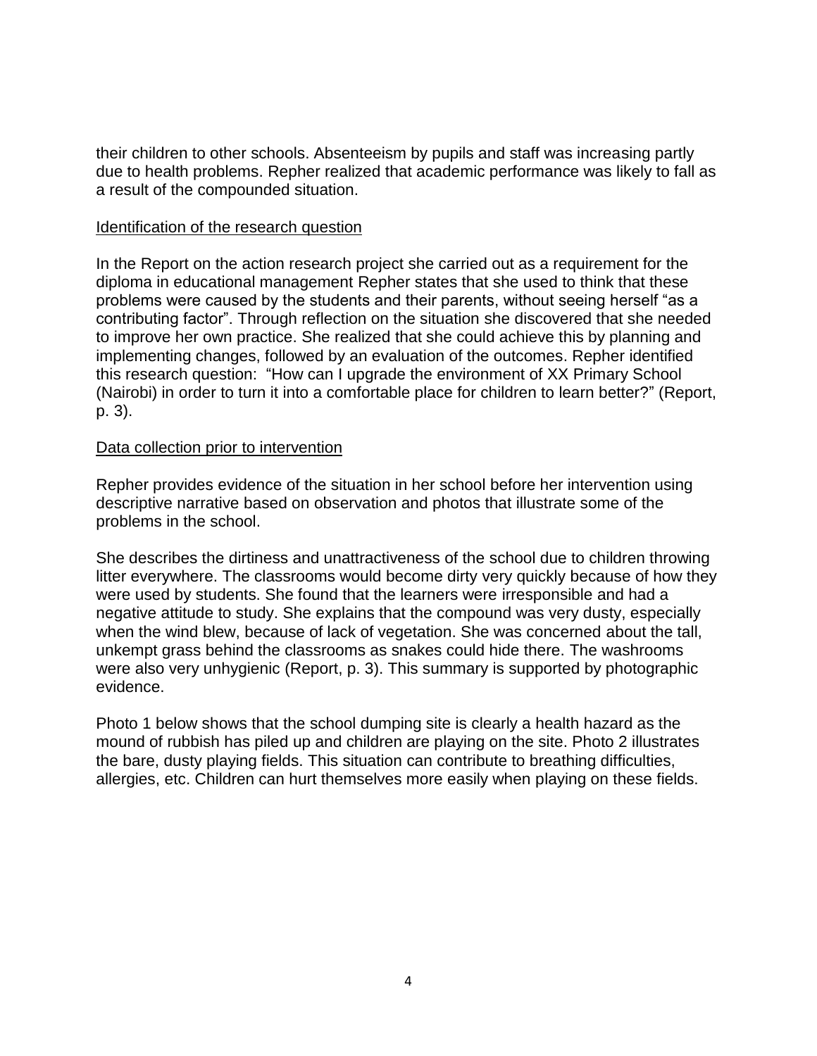their children to other schools. Absenteeism by pupils and staff was increasing partly due to health problems. Repher realized that academic performance was likely to fall as a result of the compounded situation.

## Identification of the research question

In the Report on the action research project she carried out as a requirement for the diploma in educational management Repher states that she used to think that these problems were caused by the students and their parents, without seeing herself "as a contributing factor". Through reflection on the situation she discovered that she needed to improve her own practice. She realized that she could achieve this by planning and implementing changes, followed by an evaluation of the outcomes. Repher identified this research question: "How can I upgrade the environment of XX Primary School (Nairobi) in order to turn it into a comfortable place for children to learn better?" (Report, p. 3).

## Data collection prior to intervention

Repher provides evidence of the situation in her school before her intervention using descriptive narrative based on observation and photos that illustrate some of the problems in the school.

She describes the dirtiness and unattractiveness of the school due to children throwing litter everywhere. The classrooms would become dirty very quickly because of how they were used by students. She found that the learners were irresponsible and had a negative attitude to study. She explains that the compound was very dusty, especially when the wind blew, because of lack of vegetation. She was concerned about the tall, unkempt grass behind the classrooms as snakes could hide there. The washrooms were also very unhygienic (Report, p. 3). This summary is supported by photographic evidence.

Photo 1 below shows that the school dumping site is clearly a health hazard as the mound of rubbish has piled up and children are playing on the site. Photo 2 illustrates the bare, dusty playing fields. This situation can contribute to breathing difficulties, allergies, etc. Children can hurt themselves more easily when playing on these fields.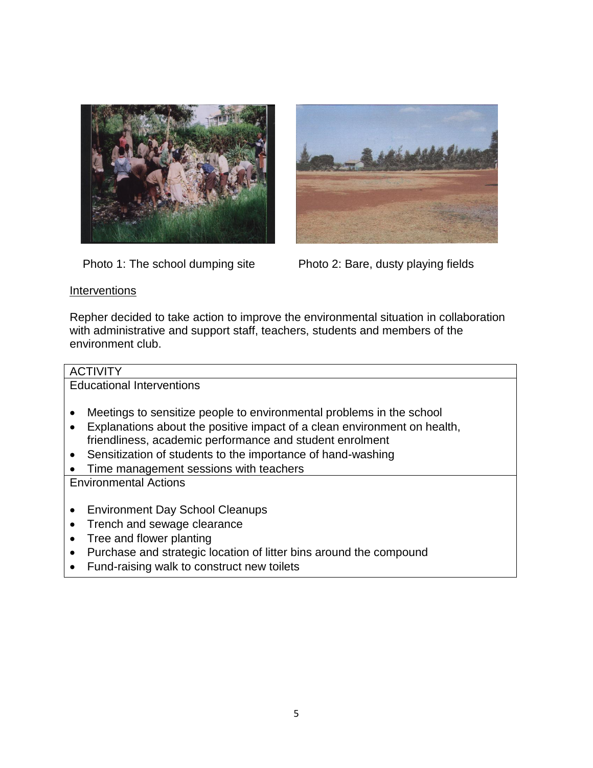Photo 1: The school dumping site

Photo 2: Bare, dusty playing fields

<u>Interventions</u>

Repher decided to take action to improve the environmental situation in collaboration with administrative and support staff, teachers, students and members of the environment club.

| ACTIVITY |
| --- |
| Educational Interventions<br><br>• Meetings to sensitize people to environmental problems in the school<br>• Explanations about the positive impact of a clean environment on health, friendliness, academic performance and student enrolment<br>• Sensitization of students to the importance of hand-washing<br>• Time management sessions with teachers |
| Environmental Actions<br><br>• Environment Day School Cleanups<br>• Trench and sewage clearance<br>• Tree and flower planting<br>• Purchase and strategic location of litter bins around the compound<br>• Fund-raising walk to construct new toilets |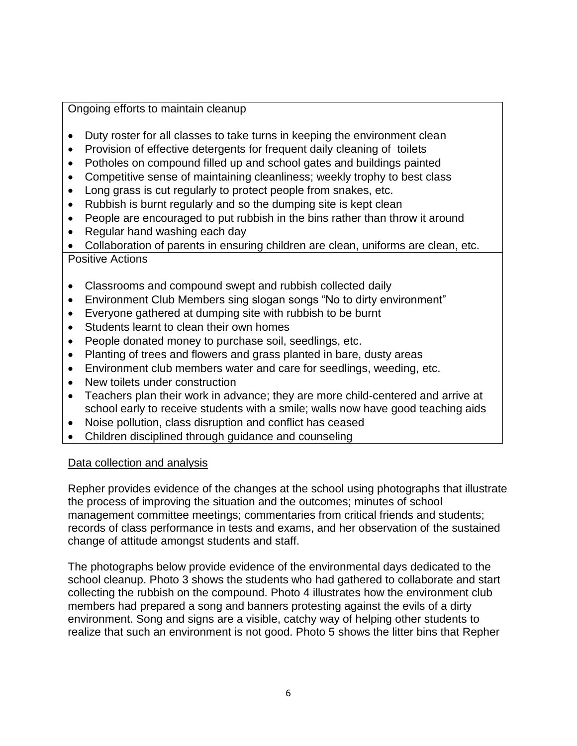| Ongoing efforts to maintain cleanup |
| --- |
| <ul><li>Duty roster for all classes to take turns in keeping the environment clean</li><li>Provision of effective detergents for frequent daily cleaning of toilets</li><li>Potholes on compound filled up and school gates and buildings painted</li><li>Competitive sense of maintaining cleanliness; weekly trophy to best class</li><li>Long grass is cut regularly to protect people from snakes, etc.</li><li>Rubbish is burnt regularly and so the dumping site is kept clean</li><li>People are encouraged to put rubbish in the bins rather than throw it around</li><li>Regular hand washing each day</li><li>Collaboration of parents in ensuring children are clean, uniforms are clean, etc.</li></ul> |
| Positive Actions |
| <ul><li>Classrooms and compound swept and rubbish collected daily</li><li>Environment Club Members sing slogan songs "No to dirty environment"</li><li>Everyone gathered at dumping site with rubbish to be burnt</li><li>Students learnt to clean their own homes</li><li>People donated money to purchase soil, seedlings, etc.</li><li>Planting of trees and flowers and grass planted in bare, dusty areas</li><li>Environment club members water and care for seedlings, weeding, etc.</li><li>New toilets under construction</li><li>Teachers plan their work in advance; they are more child-centered and arrive at school early to receive students with a smile; walls now have good teaching aids</li><li>Noise pollution, class disruption and conflict has ceased</li><li>Children disciplined through guidance and counseling</li></ul> |

<u>Data collection and analysis</u>

Repher provides evidence of the changes at the school using photographs that illustrate the process of improving the situation and the outcomes; minutes of school management committee meetings; commentaries from critical friends and students; records of class performance in tests and exams, and her observation of the sustained change of attitude amongst students and staff.

The photographs below provide evidence of the environmental days dedicated to the school cleanup. Photo 3 shows the students who had gathered to collaborate and start collecting the rubbish on the compound. Photo 4 illustrates how the environment club members had prepared a song and banners protesting against the evils of a dirty environment. Song and signs are a visible, catchy way of helping other students to realize that such an environment is not good. Photo 5 shows the litter bins that Repher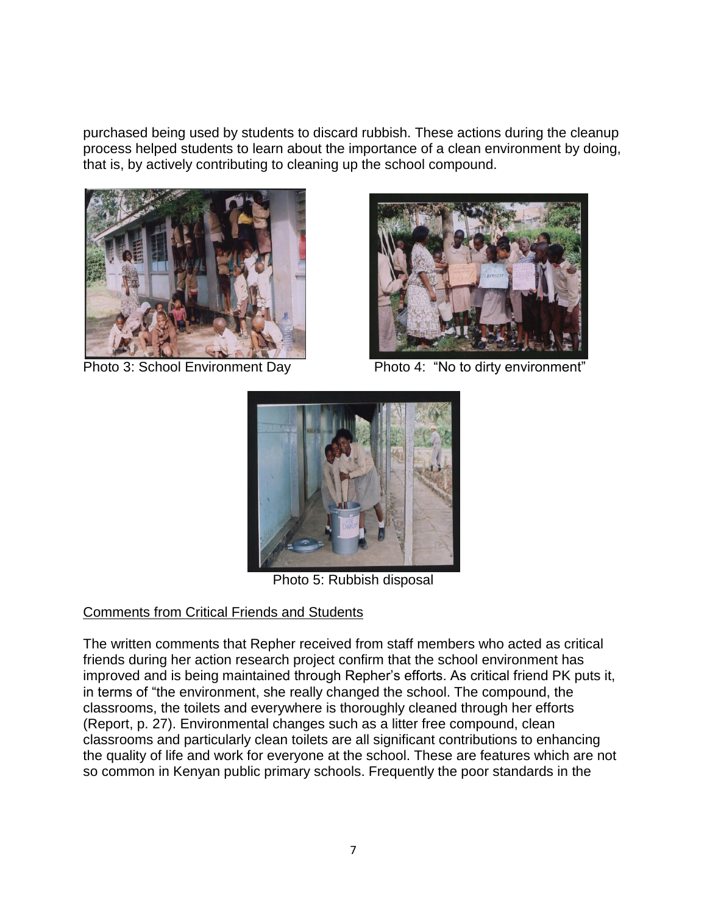purchased being used by students to discard rubbish. These actions during the cleanup process helped students to learn about the importance of a clean environment by doing, that is, by actively contributing to cleaning up the school compound.

Photo 3: School Environment Day

Photo 4: "No to dirty environment"

Photo 5: Rubbish disposal

Comments from Critical Friends and Students

The written comments that Repher received from staff members who acted as critical friends during her action research project confirm that the school environment has improved and is being maintained through Repher's efforts. As critical friend PK puts it, in terms of "the environment, she really changed the school. The compound, the classrooms, the toilets and everywhere is thoroughly cleaned through her efforts (Report, p. 27). Environmental changes such as a litter free compound, clean classrooms and particularly clean toilets are all significant contributions to enhancing the quality of life and work for everyone at the school. These are features which are not so common in Kenyan public primary schools. Frequently the poor standards in the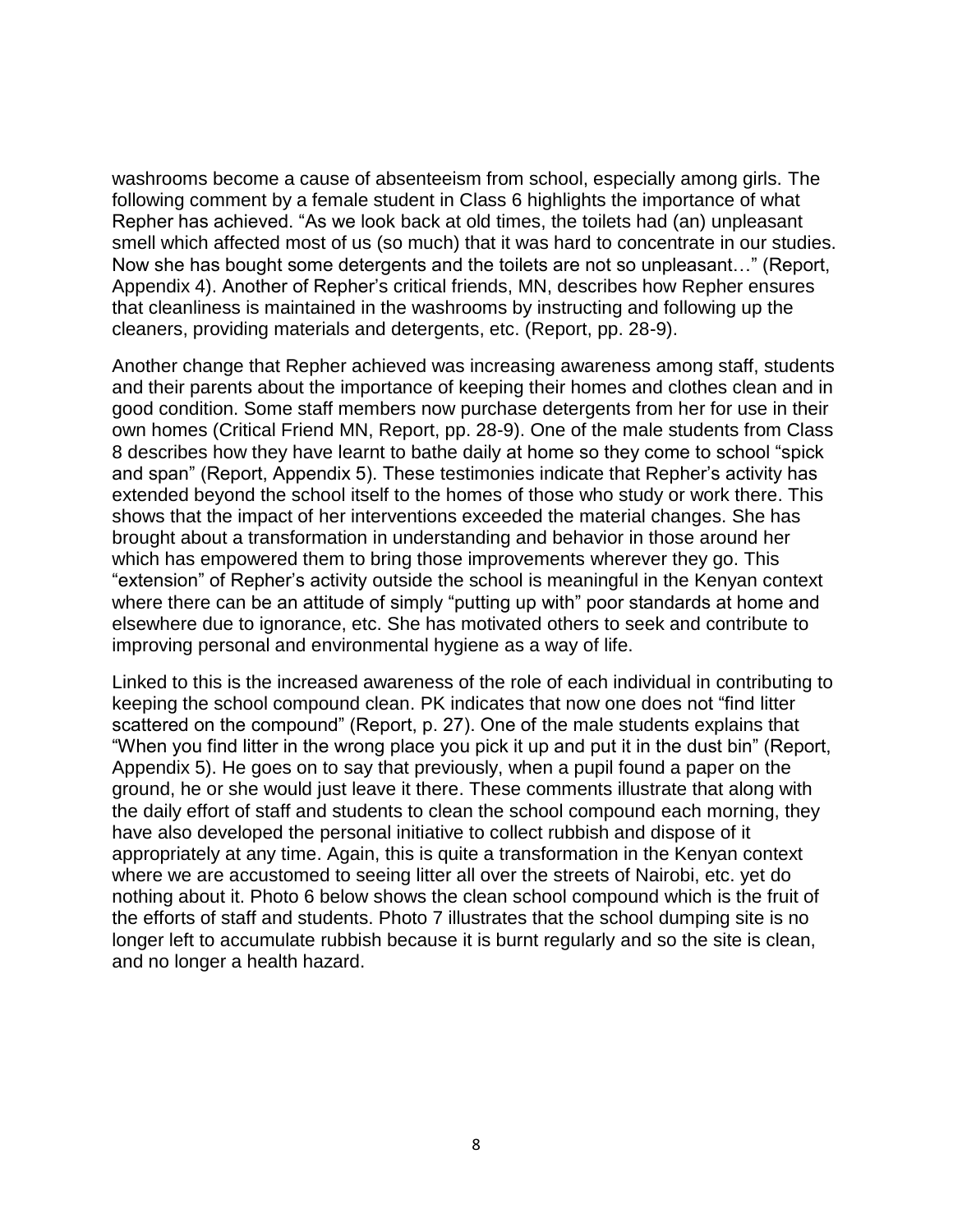washrooms become a cause of absenteeism from school, especially among girls. The following comment by a female student in Class 6 highlights the importance of what Repher has achieved. “As we look back at old times, the toilets had (an) unpleasant smell which affected most of us (so much) that it was hard to concentrate in our studies. Now she has bought some detergents and the toilets are not so unpleasant…” (Report, Appendix 4). Another of Repher’s critical friends, MN, describes how Repher ensures that cleanliness is maintained in the washrooms by instructing and following up the cleaners, providing materials and detergents, etc. (Report, pp. 28-9).

Another change that Repher achieved was increasing awareness among staff, students and their parents about the importance of keeping their homes and clothes clean and in good condition. Some staff members now purchase detergents from her for use in their own homes (Critical Friend MN, Report, pp. 28-9). One of the male students from Class 8 describes how they have learnt to bathe daily at home so they come to school “spick and span” (Report, Appendix 5). These testimonies indicate that Repher’s activity has extended beyond the school itself to the homes of those who study or work there. This shows that the impact of her interventions exceeded the material changes. She has brought about a transformation in understanding and behavior in those around her which has empowered them to bring those improvements wherever they go. This “extension” of Repher’s activity outside the school is meaningful in the Kenyan context where there can be an attitude of simply “putting up with” poor standards at home and elsewhere due to ignorance, etc. She has motivated others to seek and contribute to improving personal and environmental hygiene as a way of life.

Linked to this is the increased awareness of the role of each individual in contributing to keeping the school compound clean. PK indicates that now one does not “find litter scattered on the compound” (Report, p. 27). One of the male students explains that “When you find litter in the wrong place you pick it up and put it in the dust bin” (Report, Appendix 5). He goes on to say that previously, when a pupil found a paper on the ground, he or she would just leave it there. These comments illustrate that along with the daily effort of staff and students to clean the school compound each morning, they have also developed the personal initiative to collect rubbish and dispose of it appropriately at any time. Again, this is quite a transformation in the Kenyan context where we are accustomed to seeing litter all over the streets of Nairobi, etc. yet do nothing about it. Photo 6 below shows the clean school compound which is the fruit of the efforts of staff and students. Photo 7 illustrates that the school dumping site is no longer left to accumulate rubbish because it is burnt regularly and so the site is clean, and no longer a health hazard.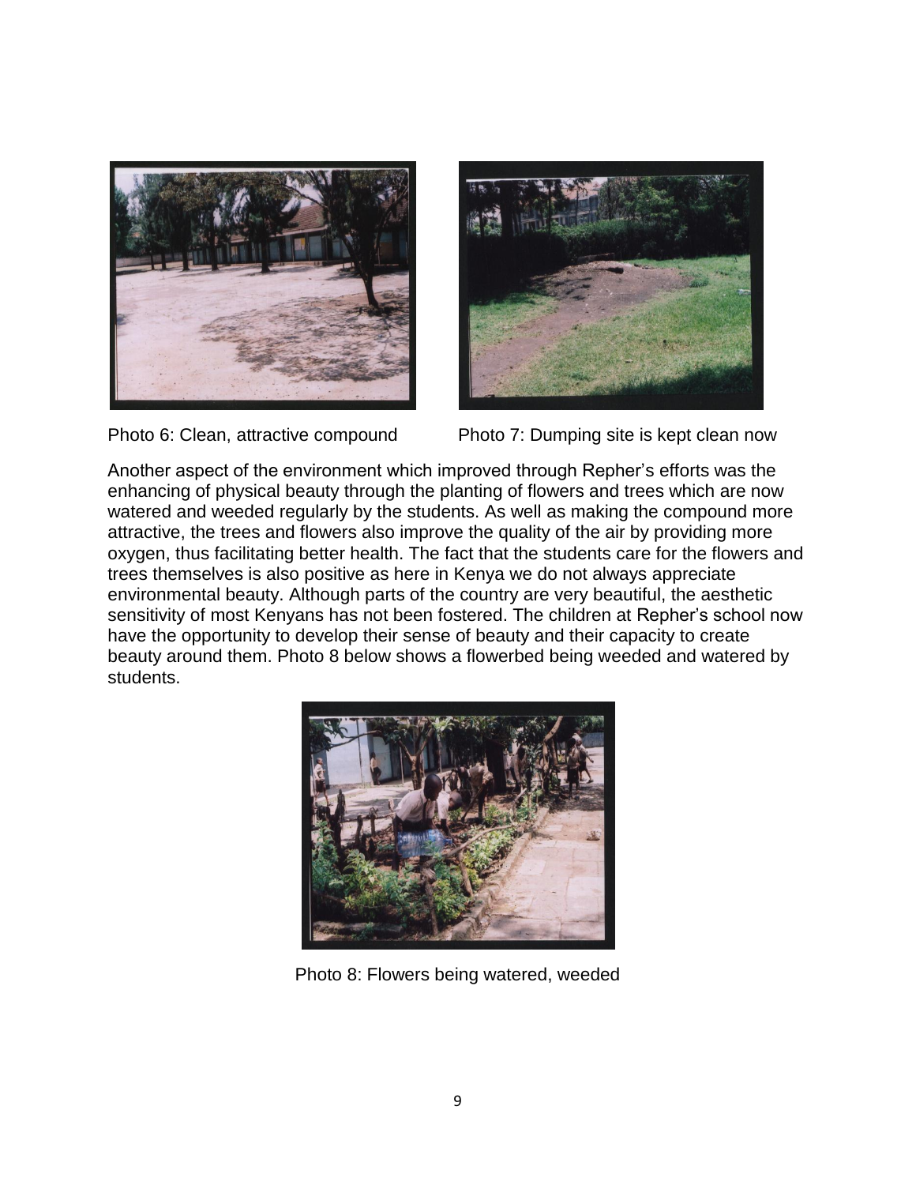Photo 6: Clean, attractive compound

Photo 7: Dumping site is kept clean now

Another aspect of the environment which improved through Repher's efforts was the enhancing of physical beauty through the planting of flowers and trees which are now watered and weeded regularly by the students. As well as making the compound more attractive, the trees and flowers also improve the quality of the air by providing more oxygen, thus facilitating better health. The fact that the students care for the flowers and trees themselves is also positive as here in Kenya we do not always appreciate environmental beauty. Although parts of the country are very beautiful, the aesthetic sensitivity of most Kenyans has not been fostered. The children at Repher's school now have the opportunity to develop their sense of beauty and their capacity to create beauty around them. Photo 8 below shows a flowerbed being weeded and watered by students.

Photo 8: Flowers being watered, weeded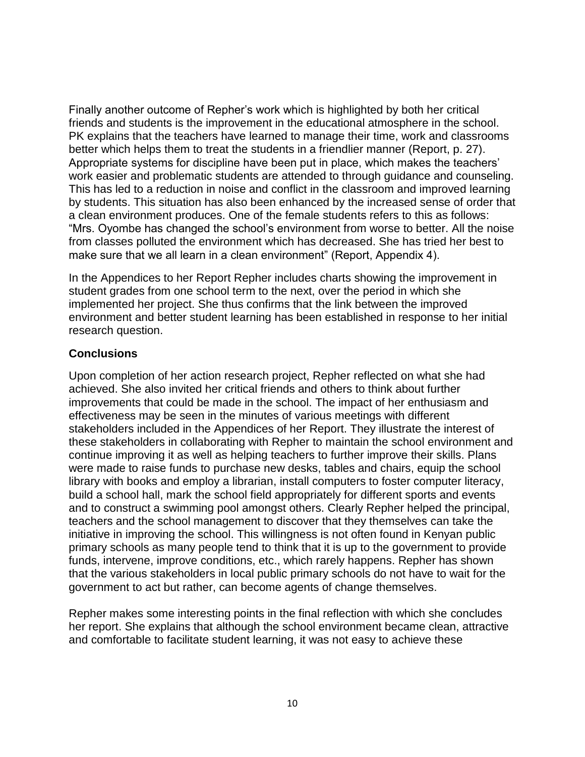Finally another outcome of Repher's work which is highlighted by both her critical friends and students is the improvement in the educational atmosphere in the school. PK explains that the teachers have learned to manage their time, work and classrooms better which helps them to treat the students in a friendlier manner (Report, p. 27). Appropriate systems for discipline have been put in place, which makes the teachers' work easier and problematic students are attended to through guidance and counseling. This has led to a reduction in noise and conflict in the classroom and improved learning by students. This situation has also been enhanced by the increased sense of order that a clean environment produces. One of the female students refers to this as follows: "Mrs. Oyombe has changed the school's environment from worse to better. All the noise from classes polluted the environment which has decreased. She has tried her best to make sure that we all learn in a clean environment" (Report, Appendix 4).

In the Appendices to her Report Repher includes charts showing the improvement in student grades from one school term to the next, over the period in which she implemented her project. She thus confirms that the link between the improved environment and better student learning has been established in response to her initial research question.

### Conclusions

Upon completion of her action research project, Repher reflected on what she had achieved. She also invited her critical friends and others to think about further improvements that could be made in the school. The impact of her enthusiasm and effectiveness may be seen in the minutes of various meetings with different stakeholders included in the Appendices of her Report. They illustrate the interest of these stakeholders in collaborating with Repher to maintain the school environment and continue improving it as well as helping teachers to further improve their skills. Plans were made to raise funds to purchase new desks, tables and chairs, equip the school library with books and employ a librarian, install computers to foster computer literacy, build a school hall, mark the school field appropriately for different sports and events and to construct a swimming pool amongst others. Clearly Repher helped the principal, teachers and the school management to discover that they themselves can take the initiative in improving the school. This willingness is not often found in Kenyan public primary schools as many people tend to think that it is up to the government to provide funds, intervene, improve conditions, etc., which rarely happens. Repher has shown that the various stakeholders in local public primary schools do not have to wait for the government to act but rather, can become agents of change themselves.

Repher makes some interesting points in the final reflection with which she concludes her report. She explains that although the school environment became clean, attractive and comfortable to facilitate student learning, it was not easy to achieve these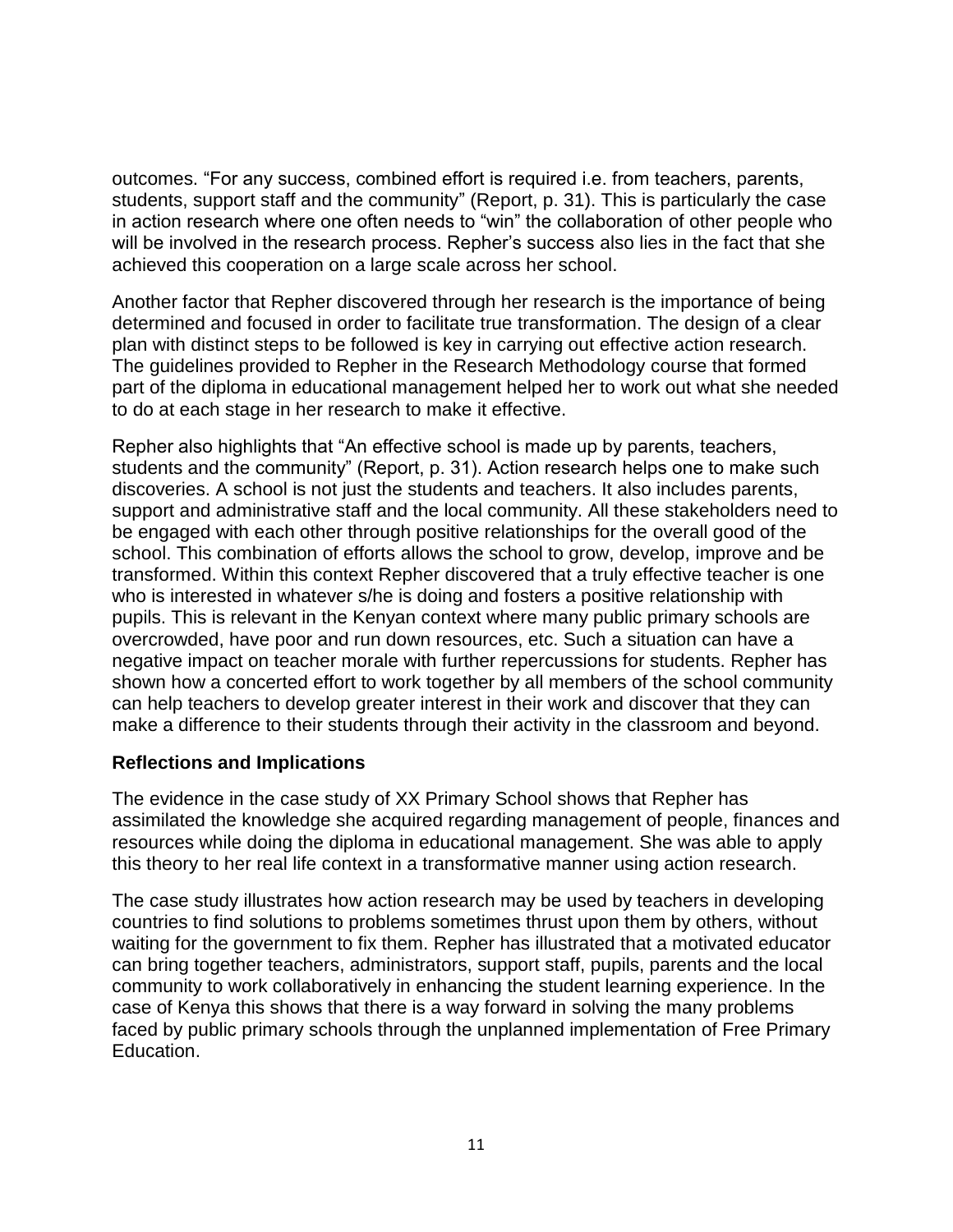outcomes. “For any success, combined effort is required i.e. from teachers, parents, students, support staff and the community” (Report, p. 31). This is particularly the case in action research where one often needs to “win” the collaboration of other people who will be involved in the research process. Repher’s success also lies in the fact that she achieved this cooperation on a large scale across her school.

Another factor that Repher discovered through her research is the importance of being determined and focused in order to facilitate true transformation. The design of a clear plan with distinct steps to be followed is key in carrying out effective action research. The guidelines provided to Repher in the Research Methodology course that formed part of the diploma in educational management helped her to work out what she needed to do at each stage in her research to make it effective.

Repher also highlights that “An effective school is made up by parents, teachers, students and the community” (Report, p. 31). Action research helps one to make such discoveries. A school is not just the students and teachers. It also includes parents, support and administrative staff and the local community. All these stakeholders need to be engaged with each other through positive relationships for the overall good of the school. This combination of efforts allows the school to grow, develop, improve and be transformed. Within this context Repher discovered that a truly effective teacher is one who is interested in whatever s/he is doing and fosters a positive relationship with pupils. This is relevant in the Kenyan context where many public primary schools are overcrowded, have poor and run down resources, etc. Such a situation can have a negative impact on teacher morale with further repercussions for students. Repher has shown how a concerted effort to work together by all members of the school community can help teachers to develop greater interest in their work and discover that they can make a difference to their students through their activity in the classroom and beyond.

**Reflections and Implications**

The evidence in the case study of XX Primary School shows that Repher has assimilated the knowledge she acquired regarding management of people, finances and resources while doing the diploma in educational management. She was able to apply this theory to her real life context in a transformative manner using action research.

The case study illustrates how action research may be used by teachers in developing countries to find solutions to problems sometimes thrust upon them by others, without waiting for the government to fix them. Repher has illustrated that a motivated educator can bring together teachers, administrators, support staff, pupils, parents and the local community to work collaboratively in enhancing the student learning experience. In the case of Kenya this shows that there is a way forward in solving the many problems faced by public primary schools through the unplanned implementation of Free Primary Education.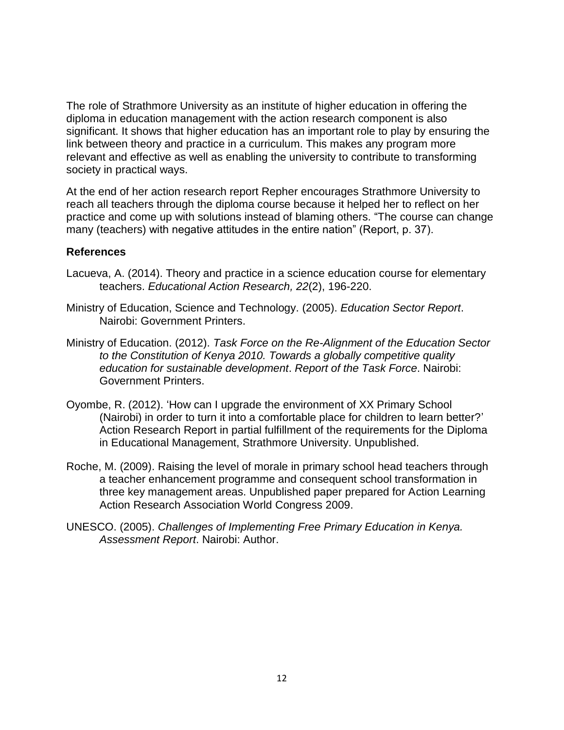The role of Strathmore University as an institute of higher education in offering the diploma in education management with the action research component is also significant. It shows that higher education has an important role to play by ensuring the link between theory and practice in a curriculum. This makes any program more relevant and effective as well as enabling the university to contribute to transforming society in practical ways.

At the end of her action research report Repher encourages Strathmore University to reach all teachers through the diploma course because it helped her to reflect on her practice and come up with solutions instead of blaming others. "The course can change many (teachers) with negative attitudes in the entire nation" (Report, p. 37).

## References

Lacueva, A. (2014). Theory and practice in a science education course for elementary teachers. *Educational Action Research, 22*(2), 196-220.

Ministry of Education, Science and Technology. (2005). *Education Sector Report*. Nairobi: Government Printers.

Ministry of Education. (2012). *Task Force on the Re-Alignment of the Education Sector to the Constitution of Kenya 2010. Towards a globally competitive quality education for sustainable development*. *Report of the Task Force*. Nairobi: Government Printers.

Oyombe, R. (2012). 'How can I upgrade the environment of XX Primary School (Nairobi) in order to turn it into a comfortable place for children to learn better?' Action Research Report in partial fulfillment of the requirements for the Diploma in Educational Management, Strathmore University. Unpublished.

Roche, M. (2009). Raising the level of morale in primary school head teachers through a teacher enhancement programme and consequent school transformation in three key management areas. Unpublished paper prepared for Action Learning Action Research Association World Congress 2009.

UNESCO. (2005). *Challenges of Implementing Free Primary Education in Kenya. Assessment Report*. Nairobi: Author.